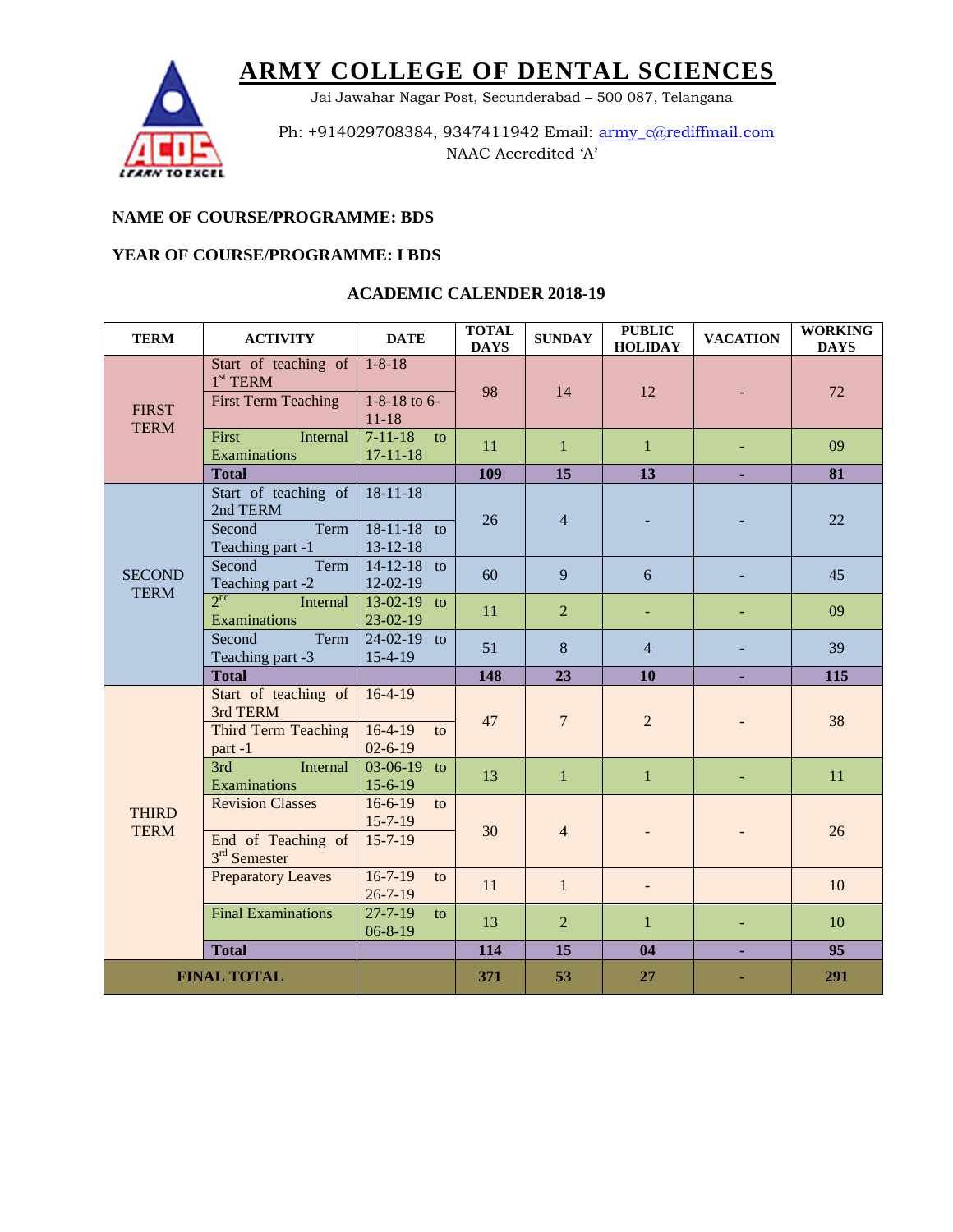# ARMY COLLEGE OF DENTAL SCIENCES

Jai Jawahar Nagar Post, Secunderabad – 500 087, Telangana

Ph: +914029708384, 9347411942 Email: army_c@rediffmail.com

NAAC Accredited 'A'

**NAME OF COURSE/PROGRAMME: BDS**

**YEAR OF COURSE/PROGRAMME: I BDS**

## ACADEMIC CALENDER 2018-19

| TERM | ACTIVITY | DATE | TOTAL DAYS | SUNDAY | PUBLIC HOLIDAY | VACATION | WORKING DAYS |
|---|---|---|---|---|---|---|---|
| FIRST TERM | Start of teaching of 1st TERM | 1-8-18 | 98 | 14 | 12 | - | 72 |
| | First Term Teaching | 1-8-18 to 6-11-18 | | | | | |
| | First Internal Examinations | 7-11-18 to 17-11-18 | 11 | 1 | 1 | - | 09 |
| | **Total** | | **109** | **15** | **13** | **-** | **81** |
| SECOND TERM | Start of teaching of 2nd TERM | 18-11-18 | 26 | 4 | - | - | 22 |
| | Second Term Teaching part -1 | 18-11-18 to 13-12-18 | | | | | |
| | Second Term Teaching part -2 | 14-12-18 to 12-02-19 | 60 | 9 | 6 | - | 45 |
| | 2nd Internal Examinations | 13-02-19 to 23-02-19 | 11 | 2 | - | - | 09 |
| | Second Term Teaching part -3 | 24-02-19 to 15-4-19 | 51 | 8 | 4 | - | 39 |
| | **Total** | | **148** | **23** | **10** | **-** | **115** |
| THIRD TERM | Start of teaching of 3rd TERM | 16-4-19 | 47 | 7 | 2 | - | 38 |
| | Third Term Teaching part -1 | 16-4-19 to 02-6-19 | | | | | |
| | 3rd Internal Examinations | 03-06-19 to 15-6-19 | 13 | 1 | 1 | - | 11 |
| | Revision Classes | 16-6-19 to 15-7-19 | 30 | 4 | - | - | 26 |
| | End of Teaching of 3rd Semester | 15-7-19 | | | | | |
| | Preparatory Leaves | 16-7-19 to 26-7-19 | 11 | 1 | - | | 10 |
| | Final Examinations | 27-7-19 to 06-8-19 | 13 | 2 | 1 | - | 10 |
| | **Total** | | **114** | **15** | **04** | **-** | **95** |
| **FINAL TOTAL** | | | **371** | **53** | **27** | **-** | **291** |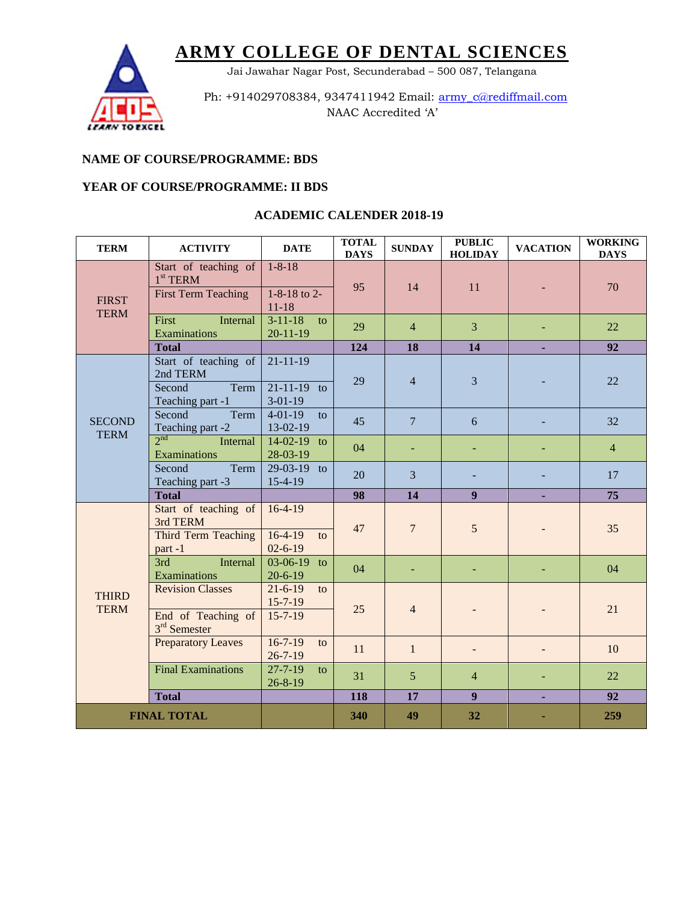# ARMY COLLEGE OF DENTAL SCIENCES

Jai Jawahar Nagar Post, Secunderabad – 500 087, Telangana

Ph: +914029708384, 9347411942 Email: army_c@rediffmail.com
NAAC Accredited 'A'

**NAME OF COURSE/PROGRAMME: BDS**

**YEAR OF COURSE/PROGRAMME: II BDS**

## ACADEMIC CALENDER 2018-19

| TERM | ACTIVITY | DATE | TOTAL DAYS | SUNDAY | PUBLIC HOLIDAY | VACATION | WORKING DAYS |
|---|---|---|---|---|---|---|---|
| FIRST TERM | Start of teaching of 1st TERM | 1-8-18 | 95 | 14 | 11 | - | 70 |
| | First Term Teaching | 1-8-18 to 2-11-18 | | | | | |
| | First Internal Examinations | 3-11-18 to 20-11-19 | 29 | 4 | 3 | - | 22 |
| | **Total** | | **124** | **18** | **14** | **-** | **92** |
| SECOND TERM | Start of teaching of 2nd TERM | 21-11-19 | 29 | 4 | 3 | - | 22 |
| | Second Term Teaching part -1 | 21-11-19 to 3-01-19 | | | | | |
| | Second Term Teaching part -2 | 4-01-19 to 13-02-19 | 45 | 7 | 6 | - | 32 |
| | 2nd Internal Examinations | 14-02-19 to 28-03-19 | 04 | - | - | - | 4 |
| | Second Term Teaching part -3 | 29-03-19 to 15-4-19 | 20 | 3 | - | - | 17 |
| | **Total** | | **98** | **14** | **9** | **-** | **75** |
| THIRD TERM | Start of teaching of 3rd TERM | 16-4-19 | 47 | 7 | 5 | - | 35 |
| | Third Term Teaching part -1 | 16-4-19 to 02-6-19 | | | | | |
| | 3rd Internal Examinations | 03-06-19 to 20-6-19 | 04 | - | - | - | 04 |
| | Revision Classes | 21-6-19 to 15-7-19 | 25 | 4 | - | - | 21 |
| | End of Teaching of 3rd Semester | 15-7-19 | | | | | |
| | Preparatory Leaves | 16-7-19 to 26-7-19 | 11 | 1 | - | - | 10 |
| | Final Examinations | 27-7-19 to 26-8-19 | 31 | 5 | 4 | - | 22 |
| | **Total** | | **118** | **17** | **9** | **-** | **92** |
| **FINAL TOTAL** | | | **340** | **49** | **32** | **-** | **259** |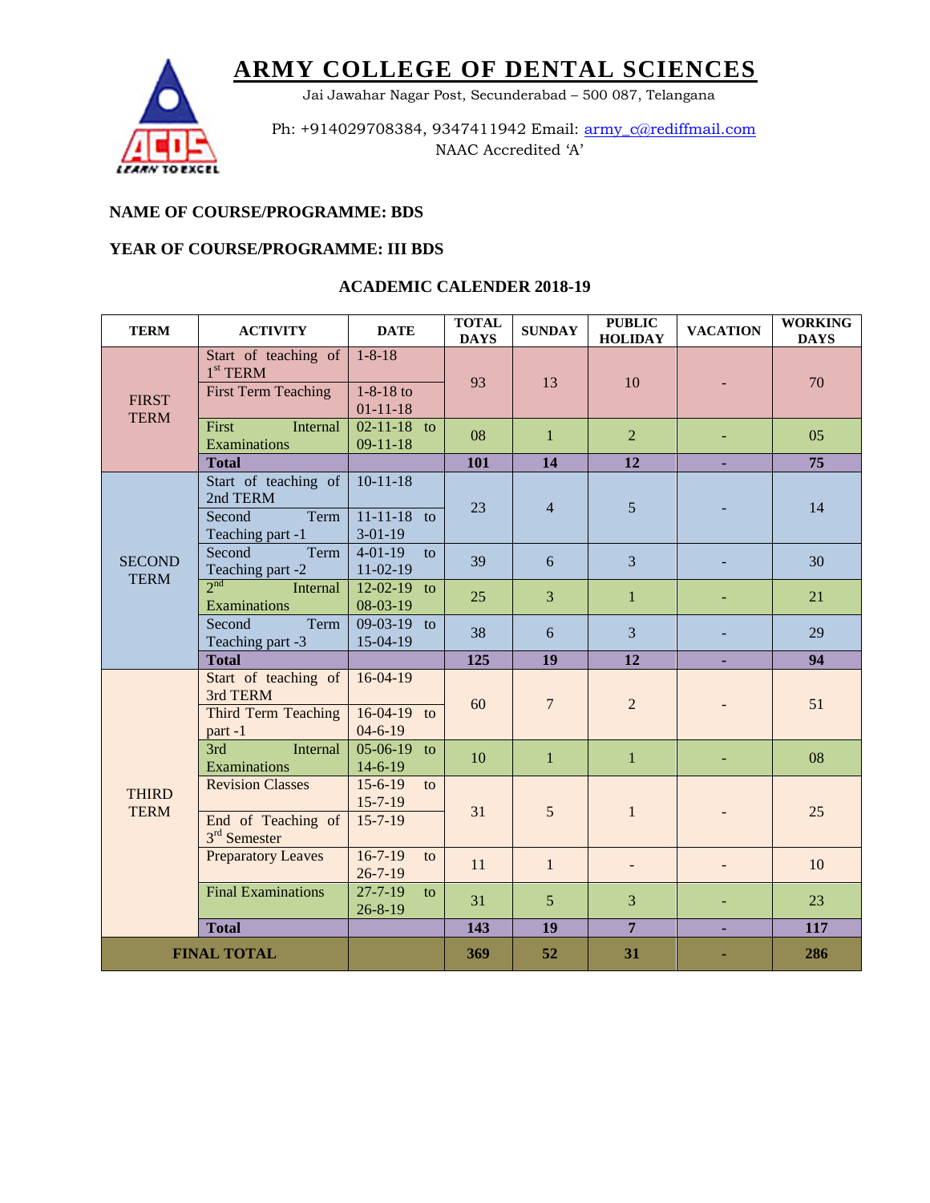# ARMY COLLEGE OF DENTAL SCIENCES

Jai Jawahar Nagar Post, Secunderabad – 500 087, Telangana

Ph: +914029708384, 9347411942 Email: army_c@rediffmail.com
NAAC Accredited 'A'

**NAME OF COURSE/PROGRAMME: BDS**

**YEAR OF COURSE/PROGRAMME: III BDS**

**ACADEMIC CALENDER 2018-19**

| TERM | ACTIVITY | DATE | TOTAL DAYS | SUNDAY | PUBLIC HOLIDAY | VACATION | WORKING DAYS |
|---|---|---|---|---|---|---|---|
| FIRST TERM | Start of teaching of 1st TERM | 1-8-18 | 93 | 13 | 10 | - | 70 |
| | First Term Teaching | 1-8-18 to 01-11-18 | | | | | |
| | First Internal Examinations | 02-11-18 to 09-11-18 | 08 | 1 | 2 | - | 05 |
| | **Total** | | **101** | **14** | **12** | **-** | **75** |
| SECOND TERM | Start of teaching of 2nd TERM | 10-11-18 | 23 | 4 | 5 | - | 14 |
| | Second Term Teaching part -1 | 11-11-18 to 3-01-19 | | | | | |
| | Second Term Teaching part -2 | 4-01-19 to 11-02-19 | 39 | 6 | 3 | - | 30 |
| | 2nd Internal Examinations | 12-02-19 to 08-03-19 | 25 | 3 | 1 | - | 21 |
| | Second Term Teaching part -3 | 09-03-19 to 15-04-19 | 38 | 6 | 3 | - | 29 |
| | **Total** | | **125** | **19** | **12** | **-** | **94** |
| THIRD TERM | Start of teaching of 3rd TERM | 16-04-19 | 60 | 7 | 2 | - | 51 |
| | Third Term Teaching part -1 | 16-04-19 to 04-6-19 | | | | | |
| | 3rd Internal Examinations | 05-06-19 to 14-6-19 | 10 | 1 | 1 | - | 08 |
| | Revision Classes | 15-6-19 to 15-7-19 | 31 | 5 | 1 | - | 25 |
| | End of Teaching of 3rd Semester | 15-7-19 | | | | | |
| | Preparatory Leaves | 16-7-19 to 26-7-19 | 11 | 1 | - | - | 10 |
| | Final Examinations | 27-7-19 to 26-8-19 | 31 | 5 | 3 | - | 23 |
| | **Total** | | **143** | **19** | **7** | **-** | **117** |
| **FINAL TOTAL** | | | **369** | **52** | **31** | **-** | **286** |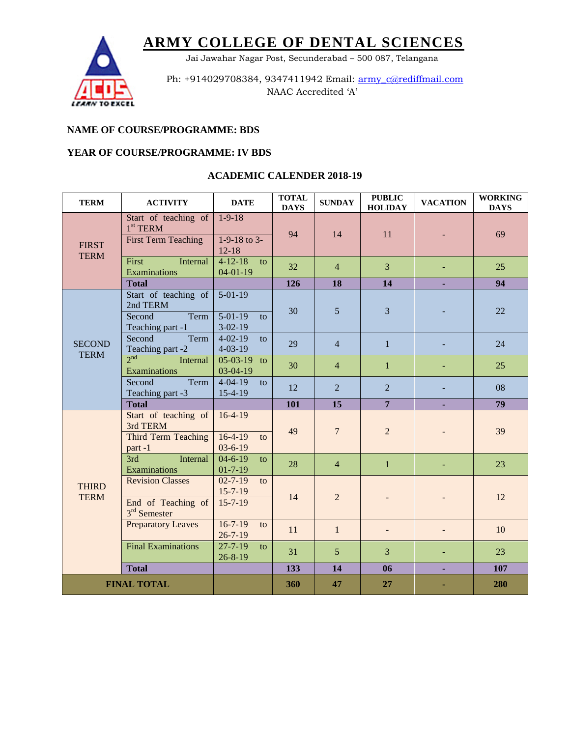# ARMY COLLEGE OF DENTAL SCIENCES

Jai Jawahar Nagar Post, Secunderabad – 500 087, Telangana

Ph: +914029708384, 9347411942 Email: army_c@rediffmail.com
NAAC Accredited 'A'

**NAME OF COURSE/PROGRAMME: BDS**

**YEAR OF COURSE/PROGRAMME: IV BDS**

**ACADEMIC CALENDER 2018-19**

| TERM | ACTIVITY | DATE | TOTAL DAYS | SUNDAY | PUBLIC HOLIDAY | VACATION | WORKING DAYS |
|---|---|---|---|---|---|---|---|
| FIRST TERM | Start of teaching of 1st TERM | 1-9-18 | 94 | 14 | 11 | - | 69 |
| | First Term Teaching | 1-9-18 to 3-12-18 | | | | | |
| | First Internal Examinations | 4-12-18 to 04-01-19 | 32 | 4 | 3 | - | 25 |
| | **Total** | | **126** | **18** | **14** | **-** | **94** |
| SECOND TERM | Start of teaching of 2nd TERM | 5-01-19 | 30 | 5 | 3 | - | 22 |
| | Second Term Teaching part -1 | 5-01-19 to 3-02-19 | | | | | |
| | Second Term Teaching part -2 | 4-02-19 to 4-03-19 | 29 | 4 | 1 | - | 24 |
| | 2nd Internal Examinations | 05-03-19 to 03-04-19 | 30 | 4 | 1 | - | 25 |
| | Second Term Teaching part -3 | 4-04-19 to 15-4-19 | 12 | 2 | 2 | - | 08 |
| | **Total** | | **101** | **15** | **7** | **-** | **79** |
| THIRD TERM | Start of teaching of 3rd TERM | 16-4-19 | 49 | 7 | 2 | - | 39 |
| | Third Term Teaching part -1 | 16-4-19 to 03-6-19 | | | | | |
| | 3rd Internal Examinations | 04-6-19 to 01-7-19 | 28 | 4 | 1 | - | 23 |
| | Revision Classes | 02-7-19 to 15-7-19 | 14 | 2 | - | - | 12 |
| | End of Teaching of 3rd Semester | 15-7-19 | | | | | |
| | Preparatory Leaves | 16-7-19 to 26-7-19 | 11 | 1 | - | - | 10 |
| | Final Examinations | 27-7-19 to 26-8-19 | 31 | 5 | 3 | - | 23 |
| | **Total** | | **133** | **14** | **06** | **-** | **107** |
| **FINAL TOTAL** | | | **360** | **47** | **27** | **-** | **280** |